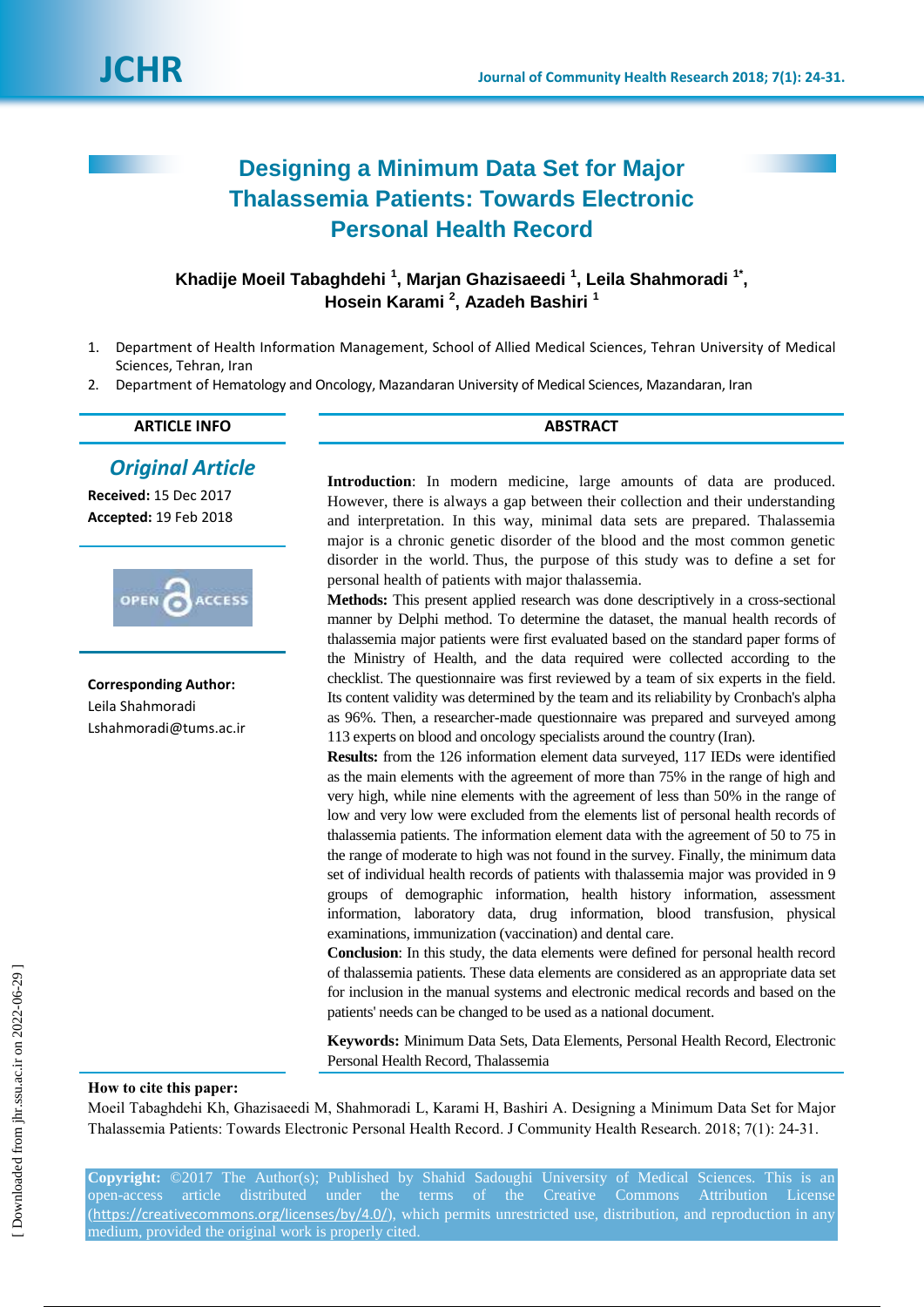# Designing a Minimum Data Set for Major Thalassemia Patients: Towards Electronic Personal Health Record

**Khadije Moeil Tabaghdehi [1], Marjan Ghazisaeedi [1], Leila Shahmoradi [1*], Hosein Karami [2], Azadeh Bashiri [1]**

1. Department of Health Information Management, School of Allied Medical Sciences, Tehran University of Medical Sciences, Tehran, Iran
2. Department of Hematology and Oncology, Mazandaran University of Medical Sciences, Mazandaran, Iran

## ARTICLE INFO

***Original Article***

**Received:** 15 Dec 2017
**Accepted:** 19 Feb 2018

**Corresponding Author:**
Leila Shahmoradi
Lshahmoradi@tums.ac.ir

## ABSTRACT

**Introduction**: In modern medicine, large amounts of data are produced. However, there is always a gap between their collection and their understanding and interpretation. In this way, minimal data sets are prepared. Thalassemia major is a chronic genetic disorder of the blood and the most common genetic disorder in the world. Thus, the purpose of this study was to define a set for personal health of patients with major thalassemia.

**Methods:** This present applied research was done descriptively in a cross-sectional manner by Delphi method. To determine the dataset, the manual health records of thalassemia major patients were first evaluated based on the standard paper forms of the Ministry of Health, and the data required were collected according to the checklist. The questionnaire was first reviewed by a team of six experts in the field. Its content validity was determined by the team and its reliability by Cronbach's alpha as 96%. Then, a researcher-made questionnaire was prepared and surveyed among 113 experts on blood and oncology specialists around the country (Iran).

**Results:** from the 126 information element data surveyed, 117 IEDs were identified as the main elements with the agreement of more than 75% in the range of high and very high, while nine elements with the agreement of less than 50% in the range of low and very low were excluded from the elements list of personal health records of thalassemia patients. The information element data with the agreement of 50 to 75 in the range of moderate to high was not found in the survey. Finally, the minimum data set of individual health records of patients with thalassemia major was provided in 9 groups of demographic information, health history information, assessment information, laboratory data, drug information, blood transfusion, physical examinations, immunization (vaccination) and dental care.

**Conclusion**: In this study, the data elements were defined for personal health record of thalassemia patients. These data elements are considered as an appropriate data set for inclusion in the manual systems and electronic medical records and based on the patients' needs can be changed to be used as a national document.

**Keywords:** Minimum Data Sets, Data Elements, Personal Health Record, Electronic Personal Health Record, Thalassemia

**How to cite this paper:**
Moeil Tabaghdehi Kh, Ghazisaeedi M, Shahmoradi L, Karami H, Bashiri A. Designing a Minimum Data Set for Major Thalassemia Patients: Towards Electronic Personal Health Record. J Community Health Research. 2018; 7(1): 24-31.

**Copyright:** ©2017 The Author(s); Published by Shahid Sadoughi University of Medical Sciences. This is an open-access article distributed under the terms of the Creative Commons Attribution License (https://creativecommons.org/licenses/by/4.0/), which permits unrestricted use, distribution, and reproduction in any medium, provided the original work is properly cited.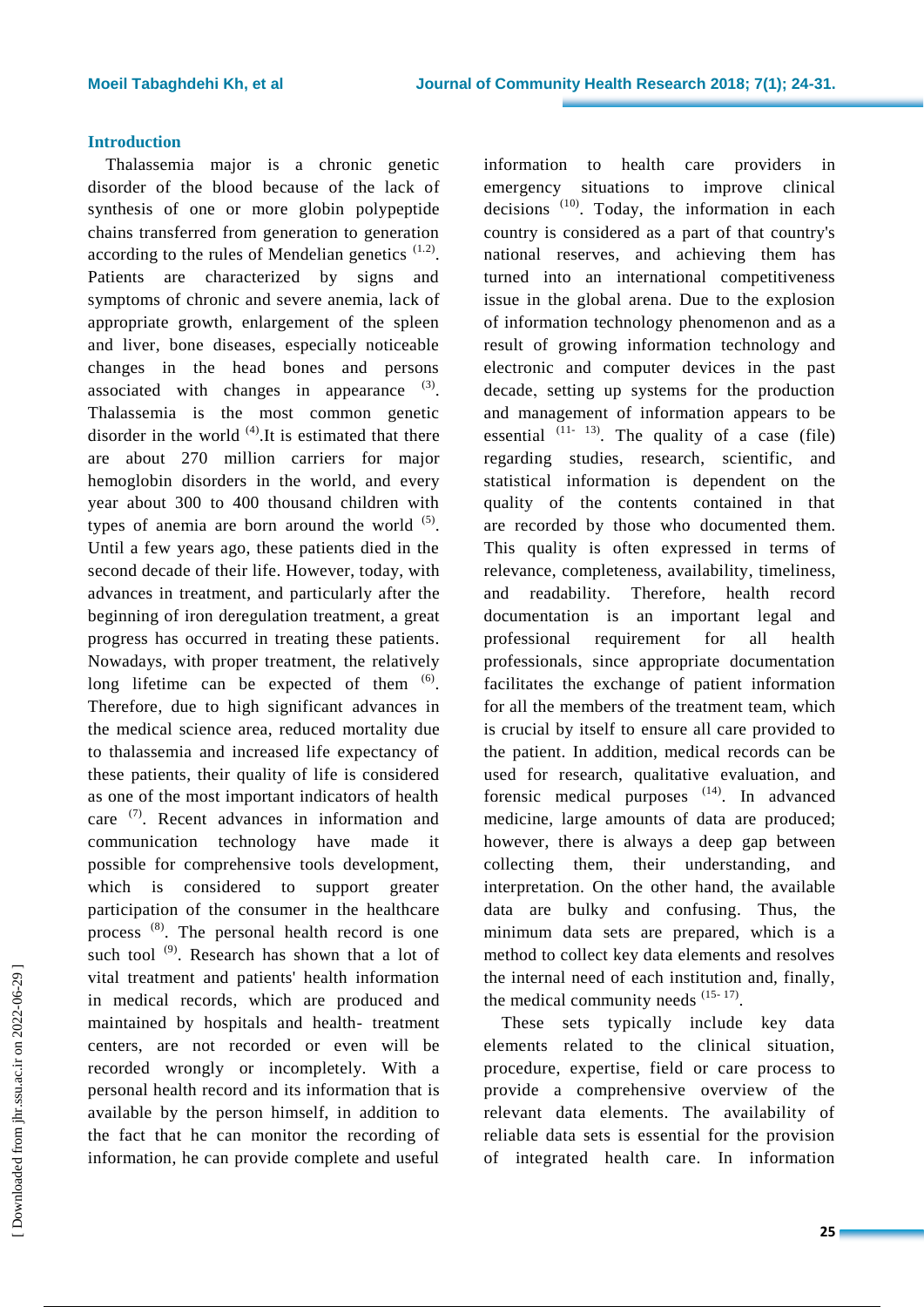## Introduction

Thalassemia major is a chronic genetic disorder of the blood because of the lack of synthesis of one or more globin polypeptide chains transferred from generation to generation according to the rules of Mendelian genetics [1.2]. Patients are characterized by signs and symptoms of chronic and severe anemia, lack of appropriate growth, enlargement of the spleen and liver, bone diseases, especially noticeable changes in the head bones and persons associated with changes in appearance [3]. Thalassemia is the most common genetic disorder in the world [4].It is estimated that there are about 270 million carriers for major hemoglobin disorders in the world, and every year about 300 to 400 thousand children with types of anemia are born around the world [5]. Until a few years ago, these patients died in the second decade of their life. However, today, with advances in treatment, and particularly after the beginning of iron deregulation treatment, a great progress has occurred in treating these patients. Nowadays, with proper treatment, the relatively long lifetime can be expected of them [6]. Therefore, due to high significant advances in the medical science area, reduced mortality due to thalassemia and increased life expectancy of these patients, their quality of life is considered as one of the most important indicators of health care [7]. Recent advances in information and communication technology have made it possible for comprehensive tools development, which is considered to support greater participation of the consumer in the healthcare process [8]. The personal health record is one such tool [9]. Research has shown that a lot of vital treatment and patients' health information in medical records, which are produced and maintained by hospitals and health- treatment centers, are not recorded or even will be recorded wrongly or incompletely. With a personal health record and its information that is available by the person himself, in addition to the fact that he can monitor the recording of information, he can provide complete and useful information to health care providers in emergency situations to improve clinical decisions [10]. Today, the information in each country is considered as a part of that country's national reserves, and achieving them has turned into an international competitiveness issue in the global arena. Due to the explosion of information technology phenomenon and as a result of growing information technology and electronic and computer devices in the past decade, setting up systems for the production and management of information appears to be essential [11- 13]. The quality of a case (file) regarding studies, research, scientific, and statistical information is dependent on the quality of the contents contained in that are recorded by those who documented them. This quality is often expressed in terms of relevance, completeness, availability, timeliness, and readability. Therefore, health record documentation is an important legal and professional requirement for all health professionals, since appropriate documentation facilitates the exchange of patient information for all the members of the treatment team, which is crucial by itself to ensure all care provided to the patient. In addition, medical records can be used for research, qualitative evaluation, and forensic medical purposes [14]. In advanced medicine, large amounts of data are produced; however, there is always a deep gap between collecting them, their understanding, and interpretation. On the other hand, the available data are bulky and confusing. Thus, the minimum data sets are prepared, which is a method to collect key data elements and resolves the internal need of each institution and, finally, the medical community needs [15- 17].

These sets typically include key data elements related to the clinical situation, procedure, expertise, field or care process to provide a comprehensive overview of the relevant data elements. The availability of reliable data sets is essential for the provision of integrated health care. In information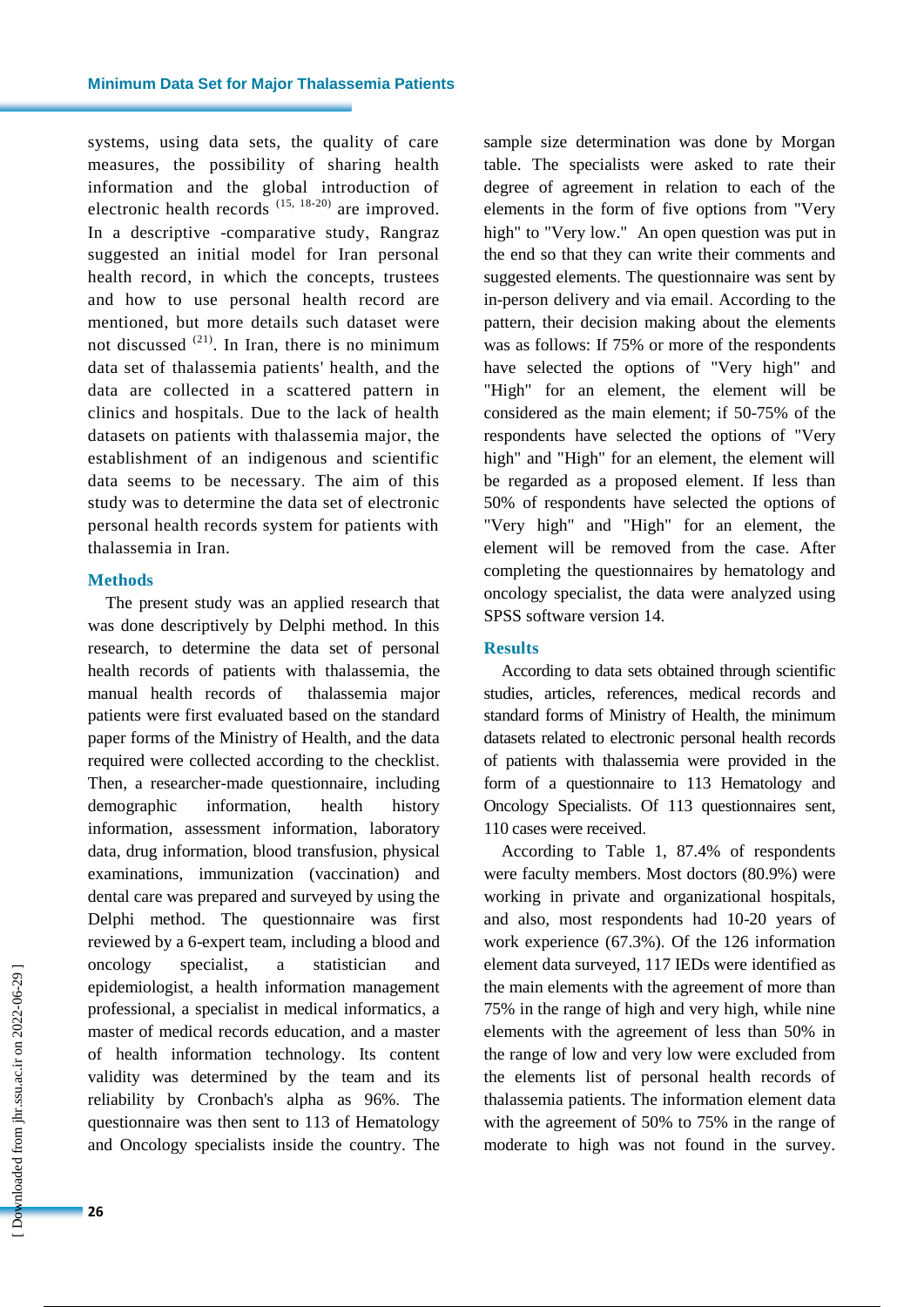systems, using data sets, the quality of care measures, the possibility of sharing health information and the global introduction of electronic health records [15, 18-20] are improved. In a descriptive -comparative study, Rangraz suggested an initial model for Iran personal health record, in which the concepts, trustees and how to use personal health record are mentioned, but more details such dataset were not discussed [21]. In Iran, there is no minimum data set of thalassemia patients' health, and the data are collected in a scattered pattern in clinics and hospitals. Due to the lack of health datasets on patients with thalassemia major, the establishment of an indigenous and scientific data seems to be necessary. The aim of this study was to determine the data set of electronic personal health records system for patients with thalassemia in Iran.

## Methods

The present study was an applied research that was done descriptively by Delphi method. In this research, to determine the data set of personal health records of patients with thalassemia, the manual health records of thalassemia major patients were first evaluated based on the standard paper forms of the Ministry of Health, and the data required were collected according to the checklist. Then, a researcher-made questionnaire, including demographic information, health history information, assessment information, laboratory data, drug information, blood transfusion, physical examinations, immunization (vaccination) and dental care was prepared and surveyed by using the Delphi method. The questionnaire was first reviewed by a 6-expert team, including a blood and oncology specialist, a statistician and epidemiologist, a health information management professional, a specialist in medical informatics, a master of medical records education, and a master of health information technology. Its content validity was determined by the team and its reliability by Cronbach's alpha as 96%. The questionnaire was then sent to 113 of Hematology and Oncology specialists inside the country. The sample size determination was done by Morgan table. The specialists were asked to rate their degree of agreement in relation to each of the elements in the form of five options from "Very high" to "Very low." An open question was put in the end so that they can write their comments and suggested elements. The questionnaire was sent by in-person delivery and via email. According to the pattern, their decision making about the elements was as follows: If 75% or more of the respondents have selected the options of "Very high" and "High" for an element, the element will be considered as the main element; if 50-75% of the respondents have selected the options of "Very high" and "High" for an element, the element will be regarded as a proposed element. If less than 50% of respondents have selected the options of "Very high" and "High" for an element, the element will be removed from the case. After completing the questionnaires by hematology and oncology specialist, the data were analyzed using SPSS software version 14.

## Results

According to data sets obtained through scientific studies, articles, references, medical records and standard forms of Ministry of Health, the minimum datasets related to electronic personal health records of patients with thalassemia were provided in the form of a questionnaire to 113 Hematology and Oncology Specialists. Of 113 questionnaires sent, 110 cases were received.

According to Table 1, 87.4% of respondents were faculty members. Most doctors (80.9%) were working in private and organizational hospitals, and also, most respondents had 10-20 years of work experience (67.3%). Of the 126 information element data surveyed, 117 IEDs were identified as the main elements with the agreement of more than 75% in the range of high and very high, while nine elements with the agreement of less than 50% in the range of low and very low were excluded from the elements list of personal health records of thalassemia patients. The information element data with the agreement of 50% to 75% in the range of moderate to high was not found in the survey.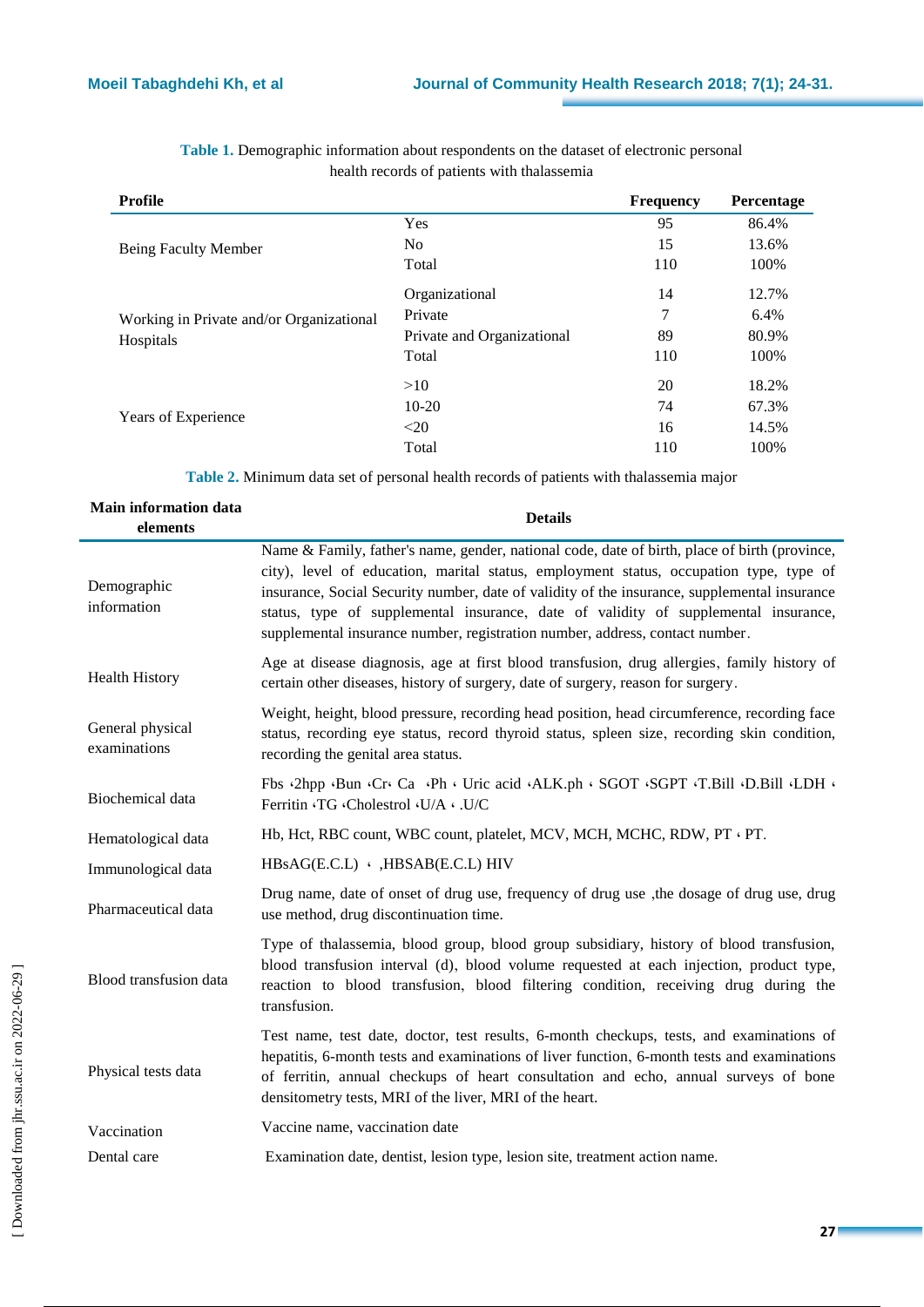**Table 1.** Demographic information about respondents on the dataset of electronic personal health records of patients with thalassemia

| Profile | | Frequency | Percentage |
|---|---|---|---|
| Being Faculty Member | Yes | 95 | 86.4% |
| | No | 15 | 13.6% |
| | Total | 110 | 100% |
| Working in Private and/or Organizational Hospitals | Organizational | 14 | 12.7% |
| | Private | 7 | 6.4% |
| | Private and Organizational | 89 | 80.9% |
| | Total | 110 | 100% |
| Years of Experience | >10 | 20 | 18.2% |
| | 10-20 | 74 | 67.3% |
| | <20 | 16 | 14.5% |
| | Total | 110 | 100% |

**Table 2.** Minimum data set of personal health records of patients with thalassemia major

| Main information data elements | Details |
|---|---|
| Demographic information | Name & Family, father's name, gender, national code, date of birth, place of birth (province, city), level of education, marital status, employment status, occupation type, type of insurance, Social Security number, date of validity of the insurance, supplemental insurance status, type of supplemental insurance, date of validity of supplemental insurance, supplemental insurance number, registration number, address, contact number. |
| Health History | Age at disease diagnosis, age at first blood transfusion, drug allergies, family history of certain other diseases, history of surgery, date of surgery, reason for surgery. |
| General physical examinations | Weight, height, blood pressure, recording head position, head circumference, recording face status, recording eye status, record thyroid status, spleen size, recording skin condition, recording the genital area status. |
| Biochemical data | Fbs ،2hpp ،Bun ،Cr، Ca ،Ph ، Uric acid ،ALK.ph ، SGOT ،SGPT ،T.Bill ،D.Bill ،LDH ، Ferritin ،TG ،Cholestrol ،U/A ، .U/C |
| Hematological data | Hb, Hct, RBC count, WBC count, platelet, MCV, MCH, MCHC, RDW, PT ، PT. |
| Immunological data | HBsAG(E.C.L) ، ,HBSAB(E.C.L) HIV |
| Pharmaceutical data | Drug name, date of onset of drug use, frequency of drug use ,the dosage of drug use, drug use method, drug discontinuation time. |
| Blood transfusion data | Type of thalassemia, blood group, blood group subsidiary, history of blood transfusion, blood transfusion interval (d), blood volume requested at each injection, product type, reaction to blood transfusion, blood filtering condition, receiving drug during the transfusion. |
| Physical tests data | Test name, test date, doctor, test results, 6-month checkups, tests, and examinations of hepatitis, 6-month tests and examinations of liver function, 6-month tests and examinations of ferritin, annual checkups of heart consultation and echo, annual surveys of bone densitometry tests, MRI of the liver, MRI of the heart. |
| Vaccination | Vaccine name, vaccination date |
| Dental care | Examination date, dentist, lesion type, lesion site, treatment action name. |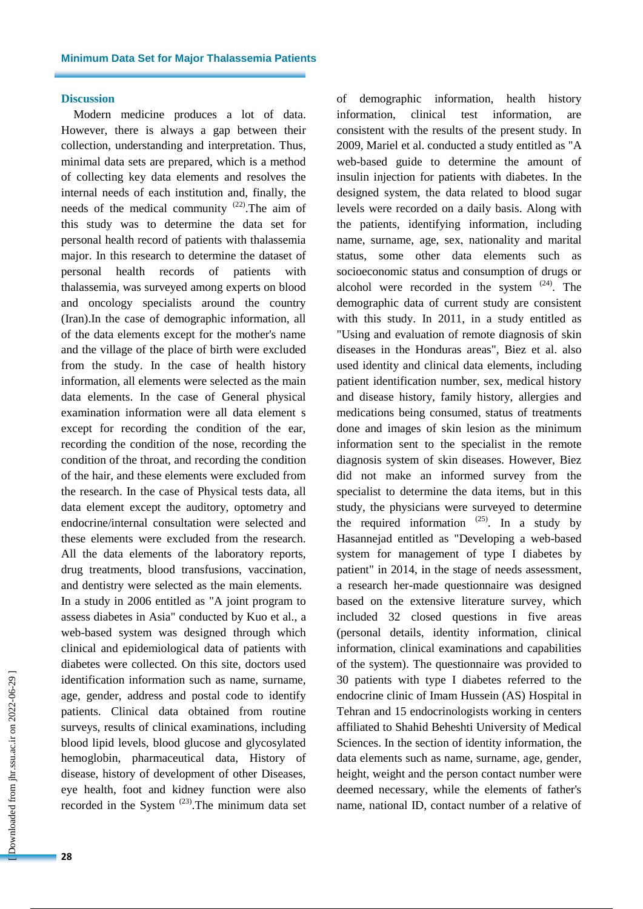## Discussion

Modern medicine produces a lot of data. However, there is always a gap between their collection, understanding and interpretation. Thus, minimal data sets are prepared, which is a method of collecting key data elements and resolves the internal needs of each institution and, finally, the needs of the medical community [22].The aim of this study was to determine the data set for personal health record of patients with thalassemia major. In this research to determine the dataset of personal health records of patients with thalassemia, was surveyed among experts on blood and oncology specialists around the country (Iran).In the case of demographic information, all of the data elements except for the mother's name and the village of the place of birth were excluded from the study. In the case of health history information, all elements were selected as the main data elements. In the case of General physical examination information were all data element s except for recording the condition of the ear, recording the condition of the nose, recording the condition of the throat, and recording the condition of the hair, and these elements were excluded from the research. In the case of Physical tests data, all data element except the auditory, optometry and endocrine/internal consultation were selected and these elements were excluded from the research. All the data elements of the laboratory reports, drug treatments, blood transfusions, vaccination, and dentistry were selected as the main elements.

In a study in 2006 entitled as "A joint program to assess diabetes in Asia" conducted by Kuo et al., a web-based system was designed through which clinical and epidemiological data of patients with diabetes were collected. On this site, doctors used identification information such as name, surname, age, gender, address and postal code to identify patients. Clinical data obtained from routine surveys, results of clinical examinations, including blood lipid levels, blood glucose and glycosylated hemoglobin, pharmaceutical data, History of disease, history of development of other Diseases, eye health, foot and kidney function were also recorded in the System [23].The minimum data set of demographic information, health history information, clinical test information, are consistent with the results of the present study. In 2009, Mariel et al. conducted a study entitled as "A web-based guide to determine the amount of insulin injection for patients with diabetes. In the designed system, the data related to blood sugar levels were recorded on a daily basis. Along with the patients, identifying information, including name, surname, age, sex, nationality and marital status, some other data elements such as socioeconomic status and consumption of drugs or alcohol were recorded in the system [24]. The demographic data of current study are consistent with this study. In 2011, in a study entitled as "Using and evaluation of remote diagnosis of skin diseases in the Honduras areas", Biez et al. also used identity and clinical data elements, including patient identification number, sex, medical history and disease history, family history, allergies and medications being consumed, status of treatments done and images of skin lesion as the minimum information sent to the specialist in the remote diagnosis system of skin diseases. However, Biez did not make an informed survey from the specialist to determine the data items, but in this study, the physicians were surveyed to determine the required information [25]. In a study by Hasannejad entitled as "Developing a web-based system for management of type I diabetes by patient" in 2014, in the stage of needs assessment, a research her-made questionnaire was designed based on the extensive literature survey, which included 32 closed questions in five areas (personal details, identity information, clinical information, clinical examinations and capabilities of the system). The questionnaire was provided to 30 patients with type I diabetes referred to the endocrine clinic of Imam Hussein (AS) Hospital in Tehran and 15 endocrinologists working in centers affiliated to Shahid Beheshti University of Medical Sciences. In the section of identity information, the data elements such as name, surname, age, gender, height, weight and the person contact number were deemed necessary, while the elements of father's name, national ID, contact number of a relative of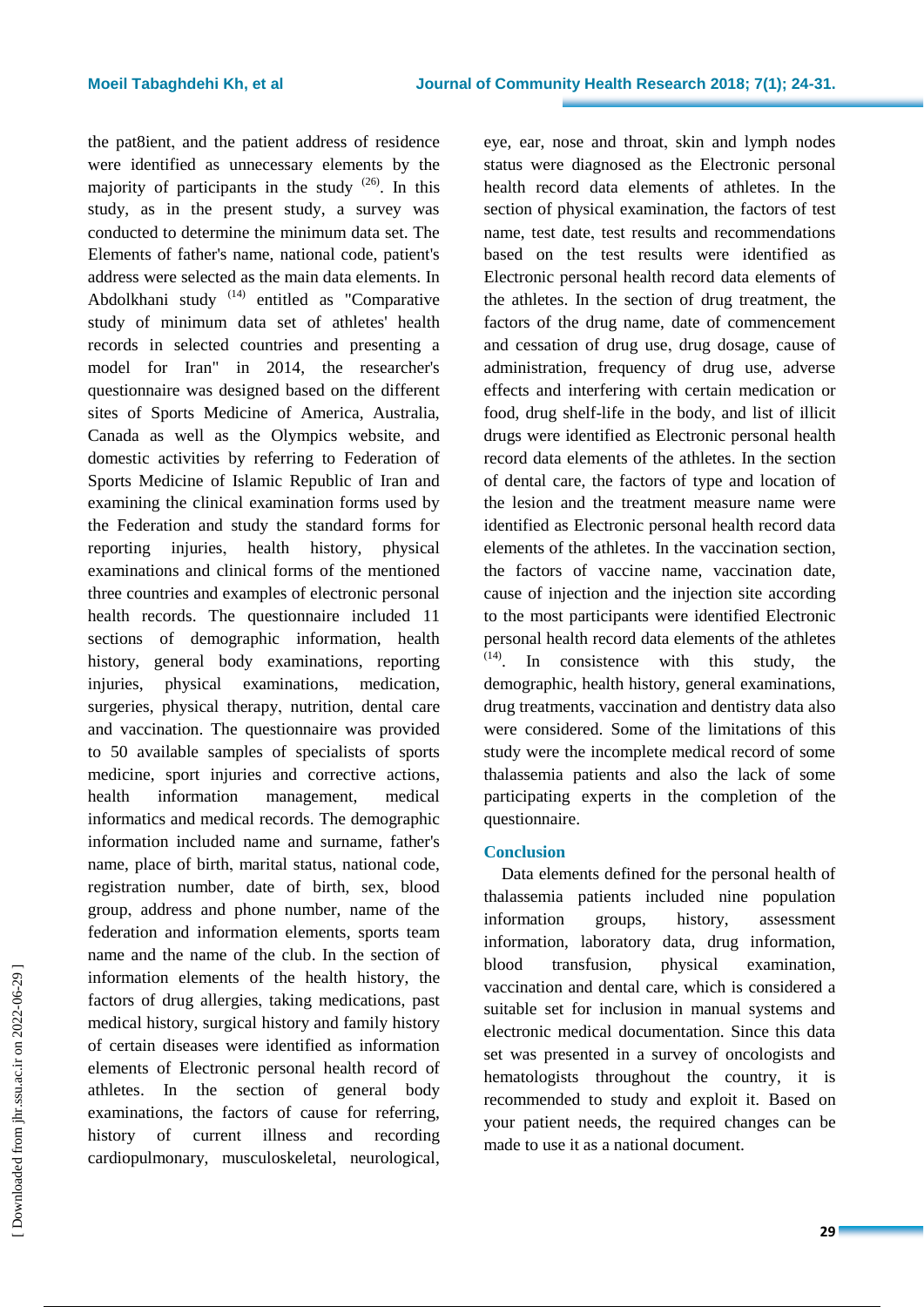the pat8ient, and the patient address of residence were identified as unnecessary elements by the majority of participants in the study [26]. In this study, as in the present study, a survey was conducted to determine the minimum data set. The Elements of father's name, national code, patient's address were selected as the main data elements. In Abdolkhani study [14] entitled as "Comparative study of minimum data set of athletes' health records in selected countries and presenting a model for Iran" in 2014, the researcher's questionnaire was designed based on the different sites of Sports Medicine of America, Australia, Canada as well as the Olympics website, and domestic activities by referring to Federation of Sports Medicine of Islamic Republic of Iran and examining the clinical examination forms used by the Federation and study the standard forms for reporting injuries, health history, physical examinations and clinical forms of the mentioned three countries and examples of electronic personal health records. The questionnaire included 11 sections of demographic information, health history, general body examinations, reporting injuries, physical examinations, medication, surgeries, physical therapy, nutrition, dental care and vaccination. The questionnaire was provided to 50 available samples of specialists of sports medicine, sport injuries and corrective actions, health information management, medical informatics and medical records. The demographic information included name and surname, father's name, place of birth, marital status, national code, registration number, date of birth, sex, blood group, address and phone number, name of the federation and information elements, sports team name and the name of the club. In the section of information elements of the health history, the factors of drug allergies, taking medications, past medical history, surgical history and family history of certain diseases were identified as information elements of Electronic personal health record of athletes. In the section of general body examinations, the factors of cause for referring, history of current illness and recording cardiopulmonary, musculoskeletal, neurological, eye, ear, nose and throat, skin and lymph nodes status were diagnosed as the Electronic personal health record data elements of athletes. In the section of physical examination, the factors of test name, test date, test results and recommendations based on the test results were identified as Electronic personal health record data elements of the athletes. In the section of drug treatment, the factors of the drug name, date of commencement and cessation of drug use, drug dosage, cause of administration, frequency of drug use, adverse effects and interfering with certain medication or food, drug shelf-life in the body, and list of illicit drugs were identified as Electronic personal health record data elements of the athletes. In the section of dental care, the factors of type and location of the lesion and the treatment measure name were identified as Electronic personal health record data elements of the athletes. In the vaccination section, the factors of vaccine name, vaccination date, cause of injection and the injection site according to the most participants were identified Electronic personal health record data elements of the athletes [14]. In consistence with this study, the demographic, health history, general examinations, drug treatments, vaccination and dentistry data also were considered. Some of the limitations of this study were the incomplete medical record of some thalassemia patients and also the lack of some participating experts in the completion of the questionnaire.

## Conclusion

Data elements defined for the personal health of thalassemia patients included nine population information groups, history, assessment information, laboratory data, drug information, blood transfusion, physical examination, vaccination and dental care, which is considered a suitable set for inclusion in manual systems and electronic medical documentation. Since this data set was presented in a survey of oncologists and hematologists throughout the country, it is recommended to study and exploit it. Based on your patient needs, the required changes can be made to use it as a national document.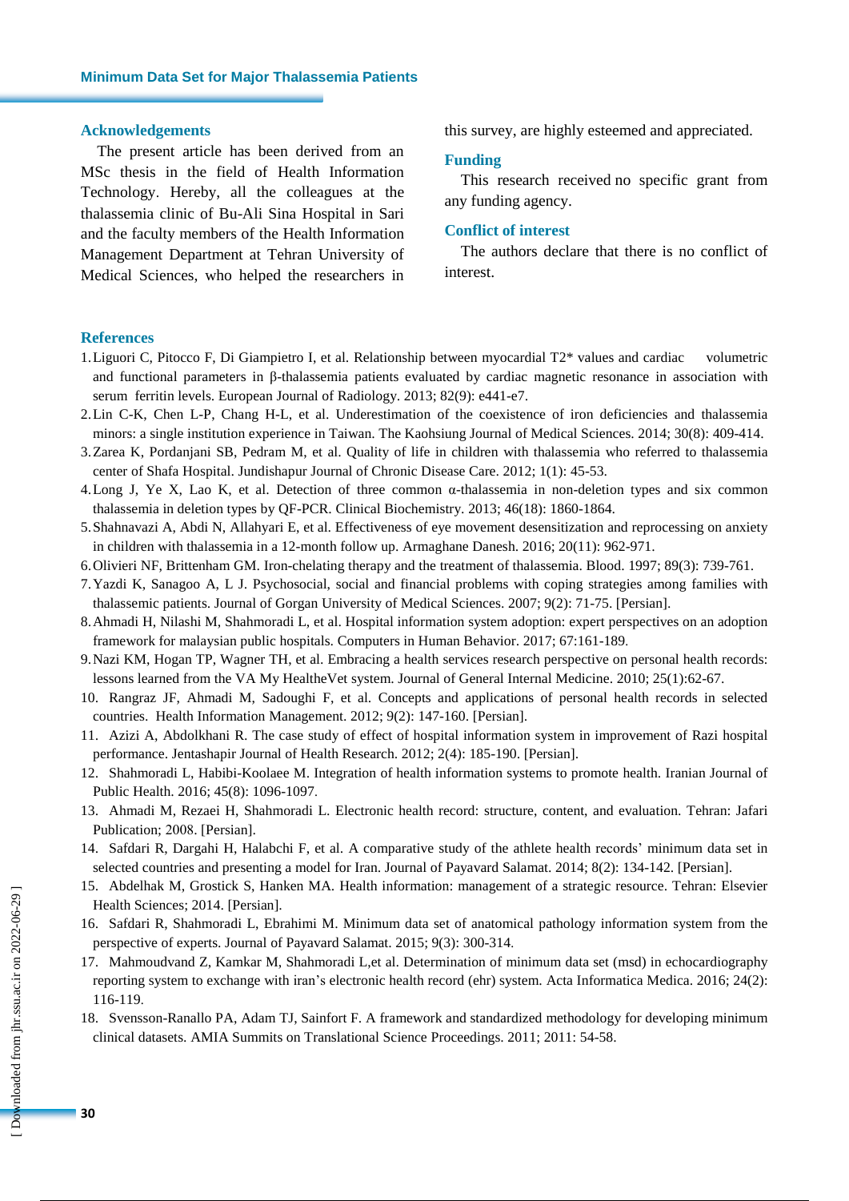## Acknowledgements

The present article has been derived from an MSc thesis in the field of Health Information Technology. Hereby, all the colleagues at the thalassemia clinic of Bu-Ali Sina Hospital in Sari and the faculty members of the Health Information Management Department at Tehran University of Medical Sciences, who helped the researchers in this survey, are highly esteemed and appreciated.

## Funding

This research received no specific grant from any funding agency.

## Conflict of interest

The authors declare that there is no conflict of interest.

## References

1. Liguori C, Pitocco F, Di Giampietro I, et al. Relationship between myocardial T2* values and cardiac volumetric and functional parameters in β-thalassemia patients evaluated by cardiac magnetic resonance in association with serum ferritin levels. European Journal of Radiology. 2013; 82(9): e441-e7.
2. Lin C-K, Chen L-P, Chang H-L, et al. Underestimation of the coexistence of iron deficiencies and thalassemia minors: a single institution experience in Taiwan. The Kaohsiung Journal of Medical Sciences. 2014; 30(8): 409-414.
3. Zarea K, Pordanjani SB, Pedram M, et al. Quality of life in children with thalassemia who referred to thalassemia center of Shafa Hospital. Jundishapur Journal of Chronic Disease Care. 2012; 1(1): 45-53.
4. Long J, Ye X, Lao K, et al. Detection of three common α-thalassemia in non-deletion types and six common thalassemia in deletion types by QF-PCR. Clinical Biochemistry. 2013; 46(18): 1860-1864.
5. Shahnavazi A, Abdi N, Allahyari E, et al. Effectiveness of eye movement desensitization and reprocessing on anxiety in children with thalassemia in a 12-month follow up. Armaghane Danesh. 2016; 20(11): 962-971.
6. Olivieri NF, Brittenham GM. Iron-chelating therapy and the treatment of thalassemia. Blood. 1997; 89(3): 739-761.
7. Yazdi K, Sanagoo A, L J. Psychosocial, social and financial problems with coping strategies among families with thalassemic patients. Journal of Gorgan University of Medical Sciences. 2007; 9(2): 71-75. [Persian].
8. Ahmadi H, Nilashi M, Shahmoradi L, et al. Hospital information system adoption: expert perspectives on an adoption framework for malaysian public hospitals. Computers in Human Behavior. 2017; 67:161-189.
9. Nazi KM, Hogan TP, Wagner TH, et al. Embracing a health services research perspective on personal health records: lessons learned from the VA My HealtheVet system. Journal of General Internal Medicine. 2010; 25(1):62-67.
10. Rangraz JF, Ahmadi M, Sadoughi F, et al. Concepts and applications of personal health records in selected countries. Health Information Management. 2012; 9(2): 147-160. [Persian].
11. Azizi A, Abdolkhani R. The case study of effect of hospital information system in improvement of Razi hospital performance. Jentashapir Journal of Health Research. 2012; 2(4): 185-190. [Persian].
12. Shahmoradi L, Habibi-Koolaee M. Integration of health information systems to promote health. Iranian Journal of Public Health. 2016; 45(8): 1096-1097.
13. Ahmadi M, Rezaei H, Shahmoradi L. Electronic health record: structure, content, and evaluation. Tehran: Jafari Publication; 2008. [Persian].
14. Safdari R, Dargahi H, Halabchi F, et al. A comparative study of the athlete health records' minimum data set in selected countries and presenting a model for Iran. Journal of Payavard Salamat. 2014; 8(2): 134-142. [Persian].
15. Abdelhak M, Grostick S, Hanken MA. Health information: management of a strategic resource. Tehran: Elsevier Health Sciences; 2014. [Persian].
16. Safdari R, Shahmoradi L, Ebrahimi M. Minimum data set of anatomical pathology information system from the perspective of experts. Journal of Payavard Salamat. 2015; 9(3): 300-314.
17. Mahmoudvand Z, Kamkar M, Shahmoradi L,et al. Determination of minimum data set (msd) in echocardiography reporting system to exchange with iran's electronic health record (ehr) system. Acta Informatica Medica. 2016; 24(2): 116-119.
18. Svensson-Ranallo PA, Adam TJ, Sainfort F. A framework and standardized methodology for developing minimum clinical datasets. AMIA Summits on Translational Science Proceedings. 2011; 2011: 54-58.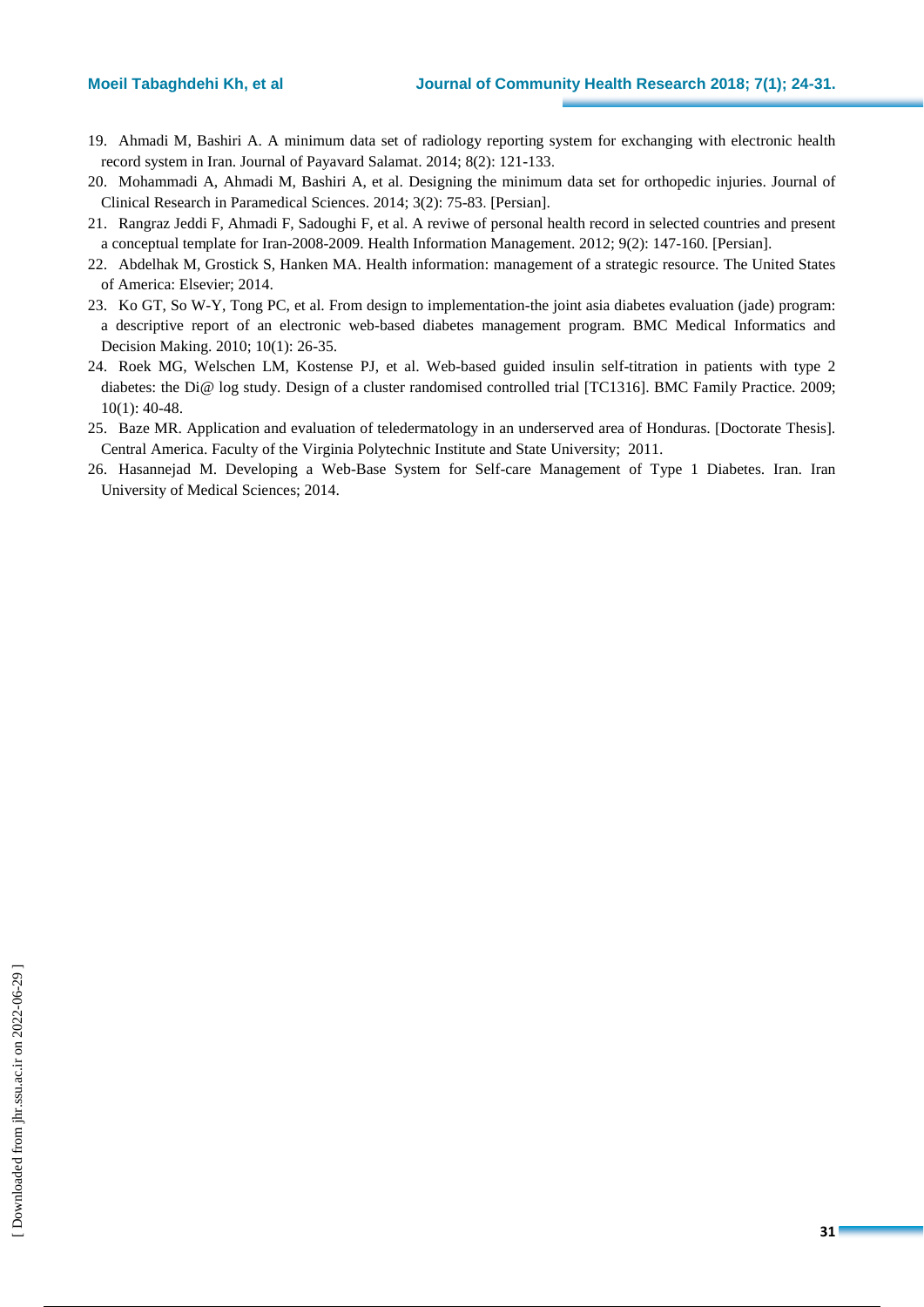19. Ahmadi M, Bashiri A. A minimum data set of radiology reporting system for exchanging with electronic health record system in Iran. Journal of Payavard Salamat. 2014; 8(2): 121-133.
20. Mohammadi A, Ahmadi M, Bashiri A, et al. Designing the minimum data set for orthopedic injuries. Journal of Clinical Research in Paramedical Sciences. 2014; 3(2): 75-83. [Persian].
21. Rangraz Jeddi F, Ahmadi F, Sadoughi F, et al. A reviwe of personal health record in selected countries and present a conceptual template for Iran-2008-2009. Health Information Management. 2012; 9(2): 147-160. [Persian].
22. Abdelhak M, Grostick S, Hanken MA. Health information: management of a strategic resource. The United States of America: Elsevier; 2014.
23. Ko GT, So W-Y, Tong PC, et al. From design to implementation-the joint asia diabetes evaluation (jade) program: a descriptive report of an electronic web-based diabetes management program. BMC Medical Informatics and Decision Making. 2010; 10(1): 26-35.
24. Roek MG, Welschen LM, Kostense PJ, et al. Web-based guided insulin self-titration in patients with type 2 diabetes: the Di@ log study. Design of a cluster randomised controlled trial [TC1316]. BMC Family Practice. 2009; 10(1): 40-48.
25. Baze MR. Application and evaluation of teledermatology in an underserved area of Honduras. [Doctorate Thesis]. Central America. Faculty of the Virginia Polytechnic Institute and State University; 2011.
26. Hasannejad M. Developing a Web-Base System for Self-care Management of Type 1 Diabetes. Iran. Iran University of Medical Sciences; 2014.